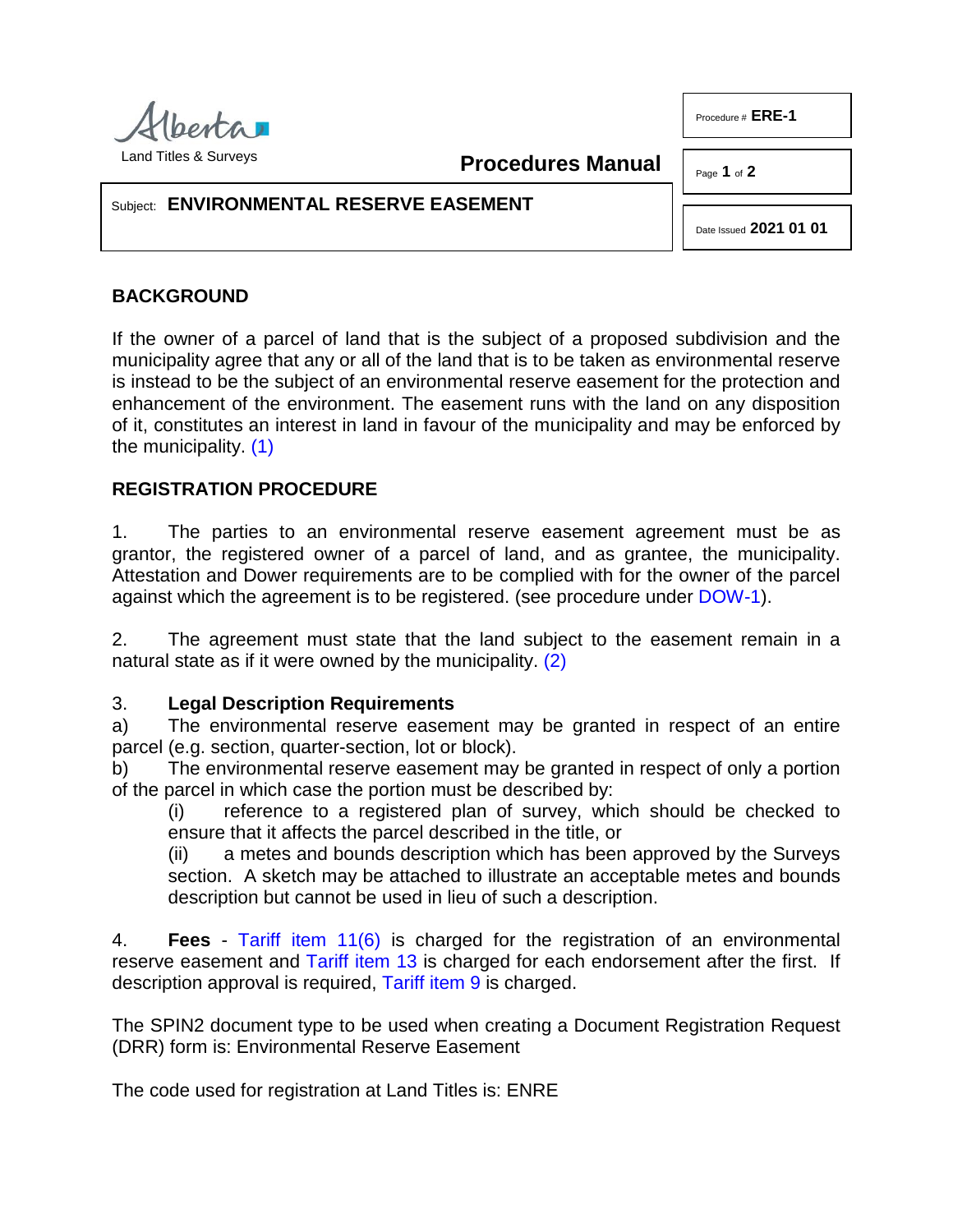Land Titles & Surveys

**Procedures Manual**

Procedure # **ERE-1**

Subject: **ENVIRONMENTAL RESERVE EASEMENT**

Date Issued **2021 01 01**

## BACKGROUND

If the owner of a parcel of land that is the subject of a proposed subdivision and the municipality agree that any or all of the land that is to be taken as environmental reserve is instead to be the subject of an environmental reserve easement for the protection and enhancement of the environment. The easement runs with the land on any disposition of it, constitutes an interest in land in favour of the municipality and may be enforced by the municipality. (1)

## REGISTRATION PROCEDURE

1. The parties to an environmental reserve easement agreement must be as grantor, the registered owner of a parcel of land, and as grantee, the municipality. Attestation and Dower requirements are to be complied with for the owner of the parcel against which the agreement is to be registered. (see procedure under DOW-1).

2. The agreement must state that the land subject to the easement remain in a natural state as if it were owned by the municipality. (2)

3. **Legal Description Requirements**

a) The environmental reserve easement may be granted in respect of an entire parcel (e.g. section, quarter-section, lot or block).

b) The environmental reserve easement may be granted in respect of only a portion of the parcel in which case the portion must be described by:

   (i) reference to a registered plan of survey, which should be checked to ensure that it affects the parcel described in the title, or

   (ii) a metes and bounds description which has been approved by the Surveys section. A sketch may be attached to illustrate an acceptable metes and bounds description but cannot be used in lieu of such a description.

4. **Fees** - Tariff item 11(6) is charged for the registration of an environmental reserve easement and Tariff item 13 is charged for each endorsement after the first. If description approval is required, Tariff item 9 is charged.

The SPIN2 document type to be used when creating a Document Registration Request (DRR) form is: Environmental Reserve Easement

The code used for registration at Land Titles is: ENRE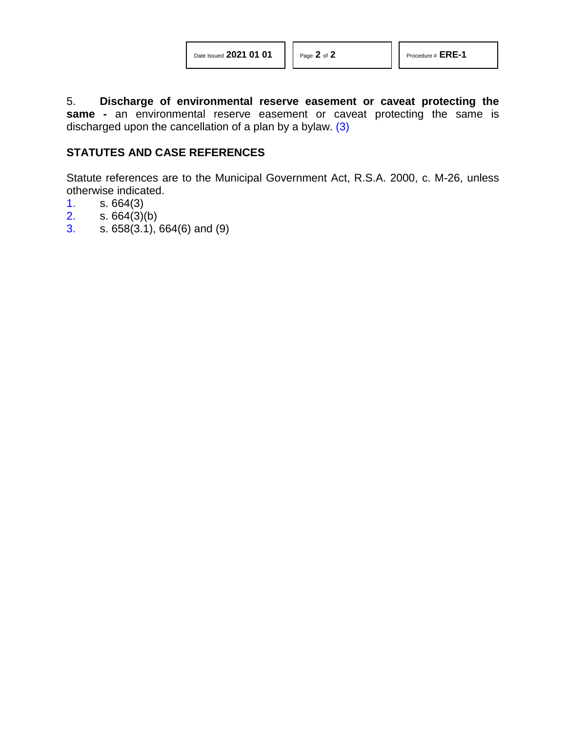5. **Discharge of environmental reserve easement or caveat protecting the same -** an environmental reserve easement or caveat protecting the same is discharged upon the cancellation of a plan by a bylaw. (3)

## STATUTES AND CASE REFERENCES

Statute references are to the Municipal Government Act, R.S.A. 2000, c. M-26, unless otherwise indicated.

1. s. 664(3)
2. s. 664(3)(b)
3. s. 658(3.1), 664(6) and (9)